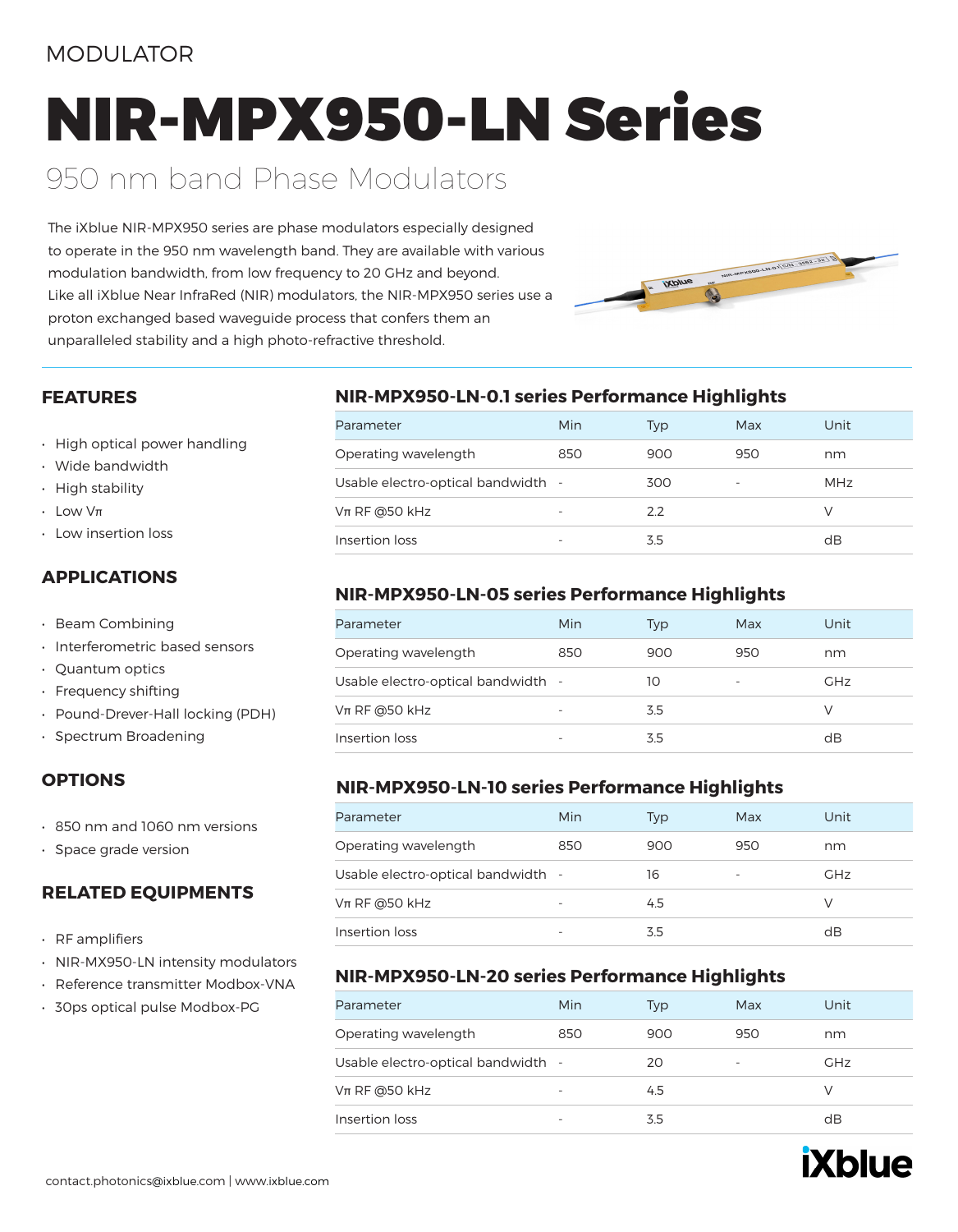MODULATOR

# NIR-MPX950-LN Series

## 950 nm band Phase Modulators

The iXblue NIR-MPX950 series are phase modulators especially designed to operate in the 950 nm wavelength band. They are available with various modulation bandwidth, from low frequency to 20 GHz and beyond. Like all iXblue Near InfraRed (NIR) modulators, the NIR-MPX950 series use a proton exchanged based waveguide process that confers them an unparalleled stability and a high photo-refractive threshold.

### FEATURES

- High optical power handling
- Wide bandwidth
- High stability
- Low Vπ
- Low insertion loss

### APPLICATIONS

- Beam Combining
- Interferometric based sensors
- Quantum optics
- Frequency shifting
- Pound-Drever-Hall locking (PDH)
- Spectrum Broadening

### OPTIONS

- 850 nm and 1060 nm versions
- Space grade version

### RELATED EQUIPMENTS

- RF amplifiers
- NIR-MX950-LN intensity modulators
- Reference transmitter Modbox-VNA
- 30ps optical pulse Modbox-PG

### NIR-MPX950-LN-0.1 series Performance Highlights

| Parameter | Min | Typ | Max | Unit |
|---|---|---|---|---|
| Operating wavelength | 850 | 900 | 950 | nm |
| Usable electro-optical bandwidth | - | 300 | - | MHz |
| Vπ RF @50 kHz | - | 2.2 | | V |
| Insertion loss | - | 3.5 | | dB |

### NIR-MPX950-LN-05 series Performance Highlights

| Parameter | Min | Typ | Max | Unit |
|---|---|---|---|---|
| Operating wavelength | 850 | 900 | 950 | nm |
| Usable electro-optical bandwidth | - | 10 | - | GHz |
| Vπ RF @50 kHz | - | 3.5 | | V |
| Insertion loss | - | 3.5 | | dB |

### NIR-MPX950-LN-10 series Performance Highlights

| Parameter | Min | Typ | Max | Unit |
|---|---|---|---|---|
| Operating wavelength | 850 | 900 | 950 | nm |
| Usable electro-optical bandwidth | - | 16 | - | GHz |
| Vπ RF @50 kHz | - | 4.5 | | V |
| Insertion loss | - | 3.5 | | dB |

### NIR-MPX950-LN-20 series Performance Highlights

| Parameter | Min | Typ | Max | Unit |
|---|---|---|---|---|
| Operating wavelength | 850 | 900 | 950 | nm |
| Usable electro-optical bandwidth | - | 20 | - | GHz |
| Vπ RF @50 kHz | - | 4.5 | | V |
| Insertion loss | - | 3.5 | | dB |

contact.photonics@ixblue.com | www.ixblue.com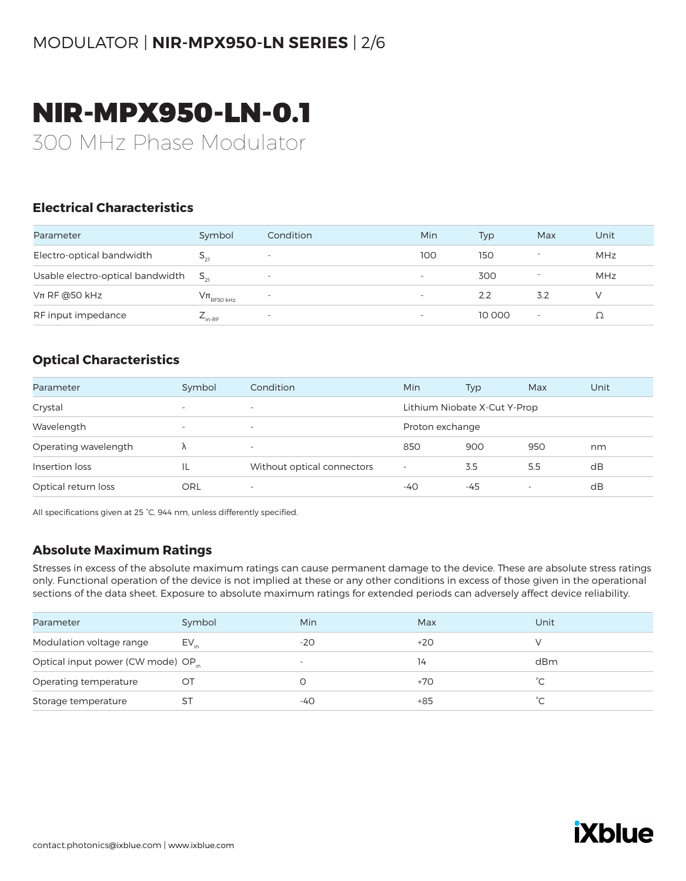# NIR-MPX950-LN-0.1

300 MHz Phase Modulator

## Electrical Characteristics

| Parameter | Symbol | Condition | Min | Typ | Max | Unit |
|---|---|---|---|---|---|---|
| Electro-optical bandwidth | $S_{21}$ | - | 100 | 150 | - | MHz |
| Usable electro-optical bandwidth | $S_{21}$ | - | - | 300 | - | MHz |
| Vπ RF @50 kHz | $V\pi_{RF50\ kHz}$ | - | - | 2.2 | 3.2 | V |
| RF input impedance | $Z_{in-RF}$ | - | - | 10 000 | - | Ω |

## Optical Characteristics

| Parameter | Symbol | Condition | Min | Typ | Max | Unit |
|---|---|---|---|---|---|---|
| Crystal | - | - | Lithium Niobate X-Cut Y-Prop | | | |
| Wavelength | - | - | Proton exchange | | | |
| Operating wavelength | λ | - | 850 | 900 | 950 | nm |
| Insertion loss | IL | Without optical connectors | - | 3.5 | 5.5 | dB |
| Optical return loss | ORL | - | -40 | -45 | - | dB |

All specifications given at 25 °C, 944 nm, unless differently specified.

## Absolute Maximum Ratings

Stresses in excess of the absolute maximum ratings can cause permanent damage to the device. These are absolute stress ratings only. Functional operation of the device is not implied at these or any other conditions in excess of those given in the operational sections of the data sheet. Exposure to absolute maximum ratings for extended periods can adversely affect device reliability.

| Parameter | Symbol | Min | Max | Unit |
|---|---|---|---|---|
| Modulation voltage range | $EV_{in}$ | -20 | +20 | V |
| Optical input power (CW mode) | $OP_{in}$ | - | 14 | dBm |
| Operating temperature | OT | 0 | +70 | °C |
| Storage temperature | ST | -40 | +85 | °C |

contact.photonics@ixblue.com | www.ixblue.com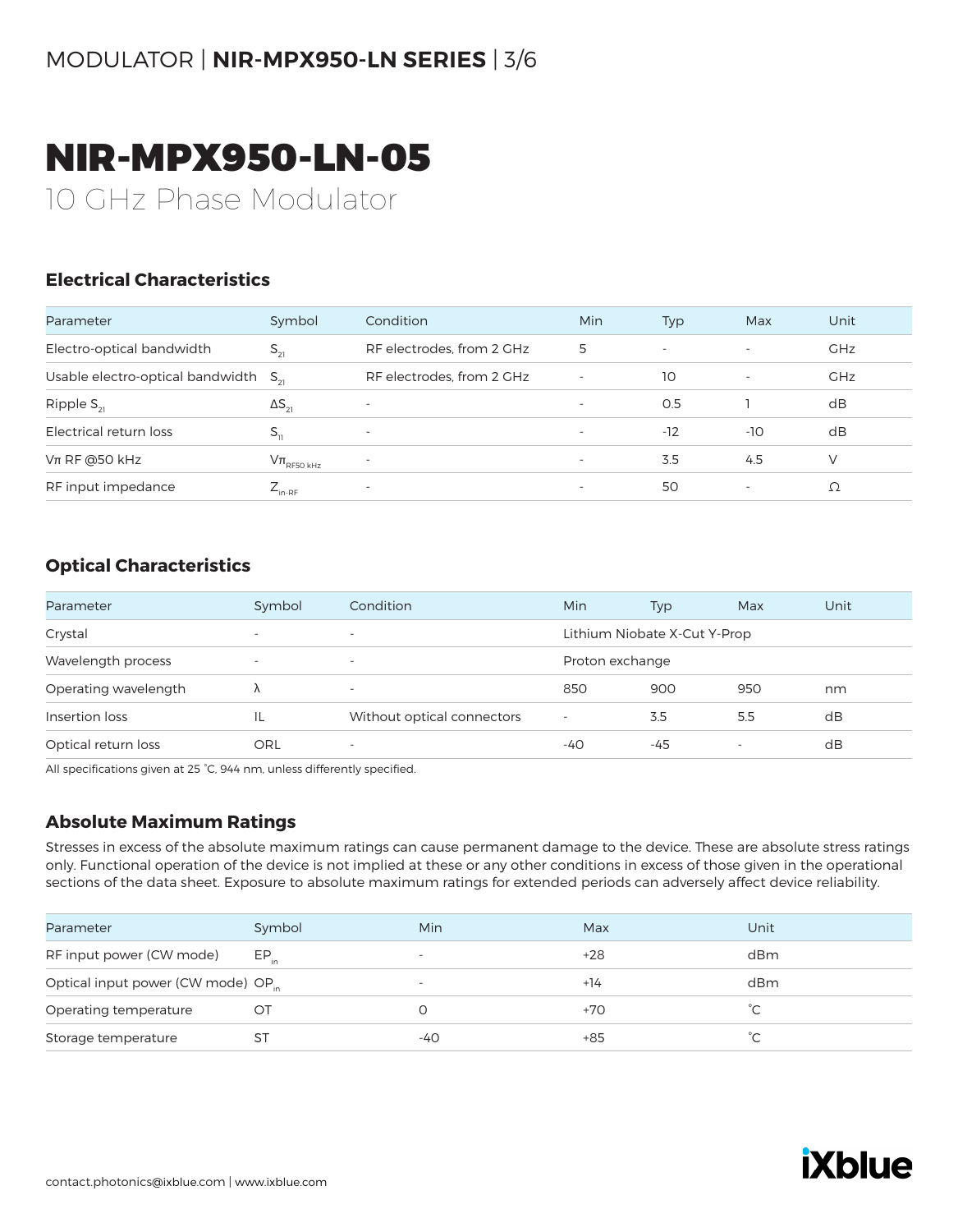# NIR-MPX950-LN-05

10 GHz Phase Modulator

## Electrical Characteristics

| Parameter | Symbol | Condition | Min | Typ | Max | Unit |
|---|---|---|---|---|---|---|
| Electro-optical bandwidth | $S_{21}$ | RF electrodes, from 2 GHz | 5 | - | - | GHz |
| Usable electro-optical bandwidth | $S_{21}$ | RF electrodes, from 2 GHz | - | 10 | - | GHz |
| Ripple $S_{21}$ | $\Delta S_{21}$ | - | - | 0.5 | 1 | dB |
| Electrical return loss | $S_{11}$ | - | - | -12 | -10 | dB |
| Vπ RF @50 kHz | $V\pi_{RF50\ kHz}$ | - | - | 3.5 | 4.5 | V |
| RF input impedance | $Z_{in\text{-}RF}$ | - | - | 50 | - | Ω |

## Optical Characteristics

| Parameter | Symbol | Condition | Min | Typ | Max | Unit |
|---|---|---|---|---|---|---|
| Crystal | - | - | Lithium Niobate X-Cut Y-Prop | | | |
| Wavelength process | - | - | Proton exchange | | | |
| Operating wavelength | λ | - | 850 | 900 | 950 | nm |
| Insertion loss | IL | Without optical connectors | - | 3.5 | 5.5 | dB |
| Optical return loss | ORL | - | -40 | -45 | - | dB |

All specifications given at 25 °C, 944 nm, unless differently specified.

## Absolute Maximum Ratings

Stresses in excess of the absolute maximum ratings can cause permanent damage to the device. These are absolute stress ratings only. Functional operation of the device is not implied at these or any other conditions in excess of those given in the operational sections of the data sheet. Exposure to absolute maximum ratings for extended periods can adversely affect device reliability.

| Parameter | Symbol | Min | Max | Unit |
|---|---|---|---|---|
| RF input power (CW mode) | $EP_{in}$ | - | +28 | dBm |
| Optical input power (CW mode) | $OP_{in}$ | - | +14 | dBm |
| Operating temperature | OT | 0 | +70 | °C |
| Storage temperature | ST | -40 | +85 | °C |

contact.photonics@ixblue.com | www.ixblue.com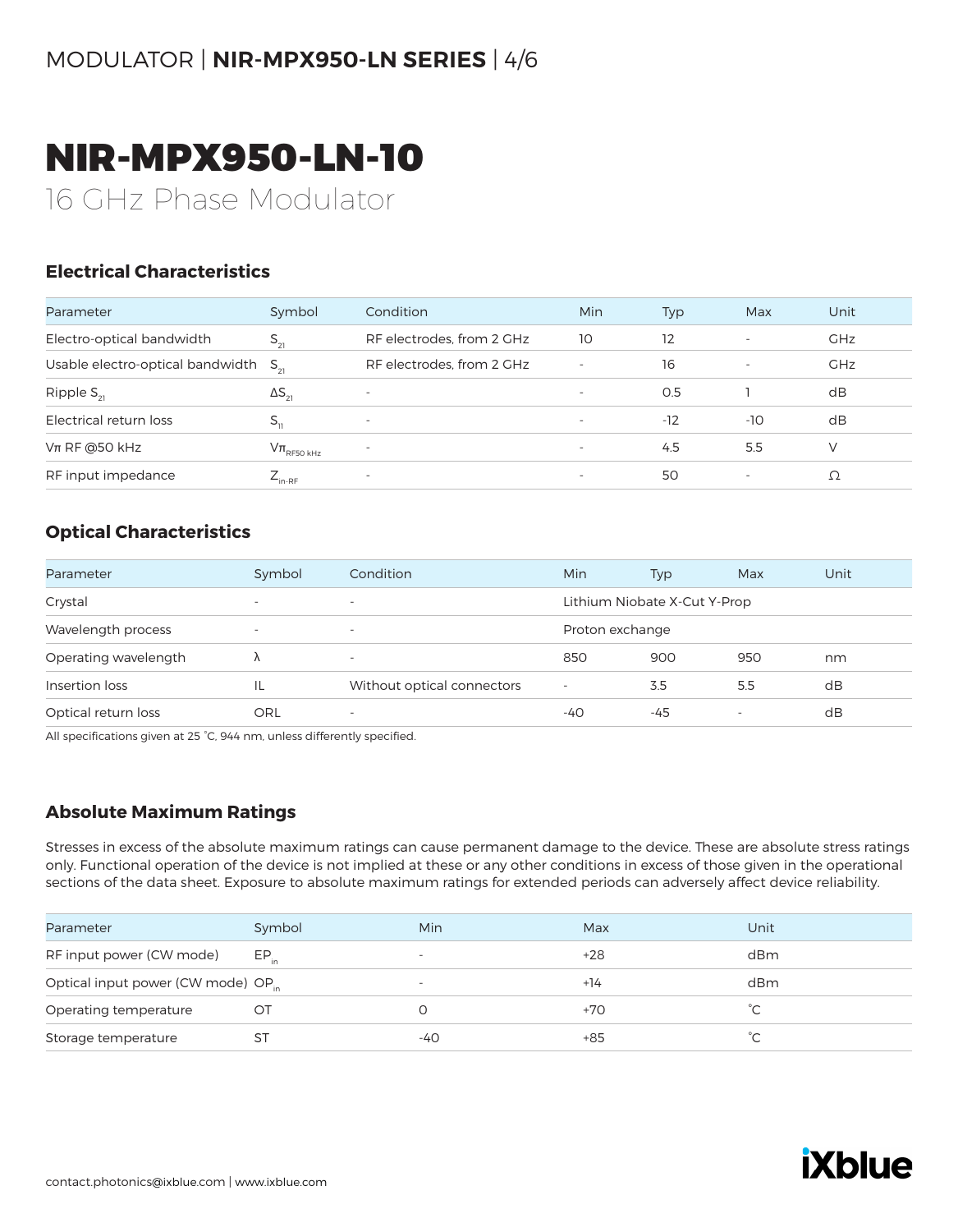# NIR-MPX950-LN-10

16 GHz Phase Modulator

## Electrical Characteristics

| Parameter | Symbol | Condition | Min | Typ | Max | Unit |
|---|---|---|---|---|---|---|
| Electro-optical bandwidth | $S_{21}$ | RF electrodes, from 2 GHz | 10 | 12 | - | GHz |
| Usable electro-optical bandwidth | $S_{21}$ | RF electrodes, from 2 GHz | - | 16 | - | GHz |
| Ripple $S_{21}$ | $\Delta S_{21}$ | - | - | 0.5 | 1 | dB |
| Electrical return loss | $S_{11}$ | - | - | -12 | -10 | dB |
| Vπ RF @50 kHz | $V\pi_{RF50\ kHz}$ | - | - | 4.5 | 5.5 | V |
| RF input impedance | $Z_{in\text{-}RF}$ | - | - | 50 | - | Ω |

## Optical Characteristics

| Parameter | Symbol | Condition | Min | Typ | Max | Unit |
|---|---|---|---|---|---|---|
| Crystal | - | - | Lithium Niobate X-Cut Y-Prop | | | |
| Wavelength process | - | - | Proton exchange | | | |
| Operating wavelength | λ | - | 850 | 900 | 950 | nm |
| Insertion loss | IL | Without optical connectors | - | 3.5 | 5.5 | dB |
| Optical return loss | ORL | - | -40 | -45 | - | dB |

All specifications given at 25 °C, 944 nm, unless differently specified.

## Absolute Maximum Ratings

Stresses in excess of the absolute maximum ratings can cause permanent damage to the device. These are absolute stress ratings only. Functional operation of the device is not implied at these or any other conditions in excess of those given in the operational sections of the data sheet. Exposure to absolute maximum ratings for extended periods can adversely affect device reliability.

| Parameter | Symbol | Min | Max | Unit |
|---|---|---|---|---|
| RF input power (CW mode) | $EP_{in}$ | - | +28 | dBm |
| Optical input power (CW mode) | $OP_{in}$ | - | +14 | dBm |
| Operating temperature | OT | 0 | +70 | °C |
| Storage temperature | ST | -40 | +85 | °C |

contact.photonics@ixblue.com | www.ixblue.com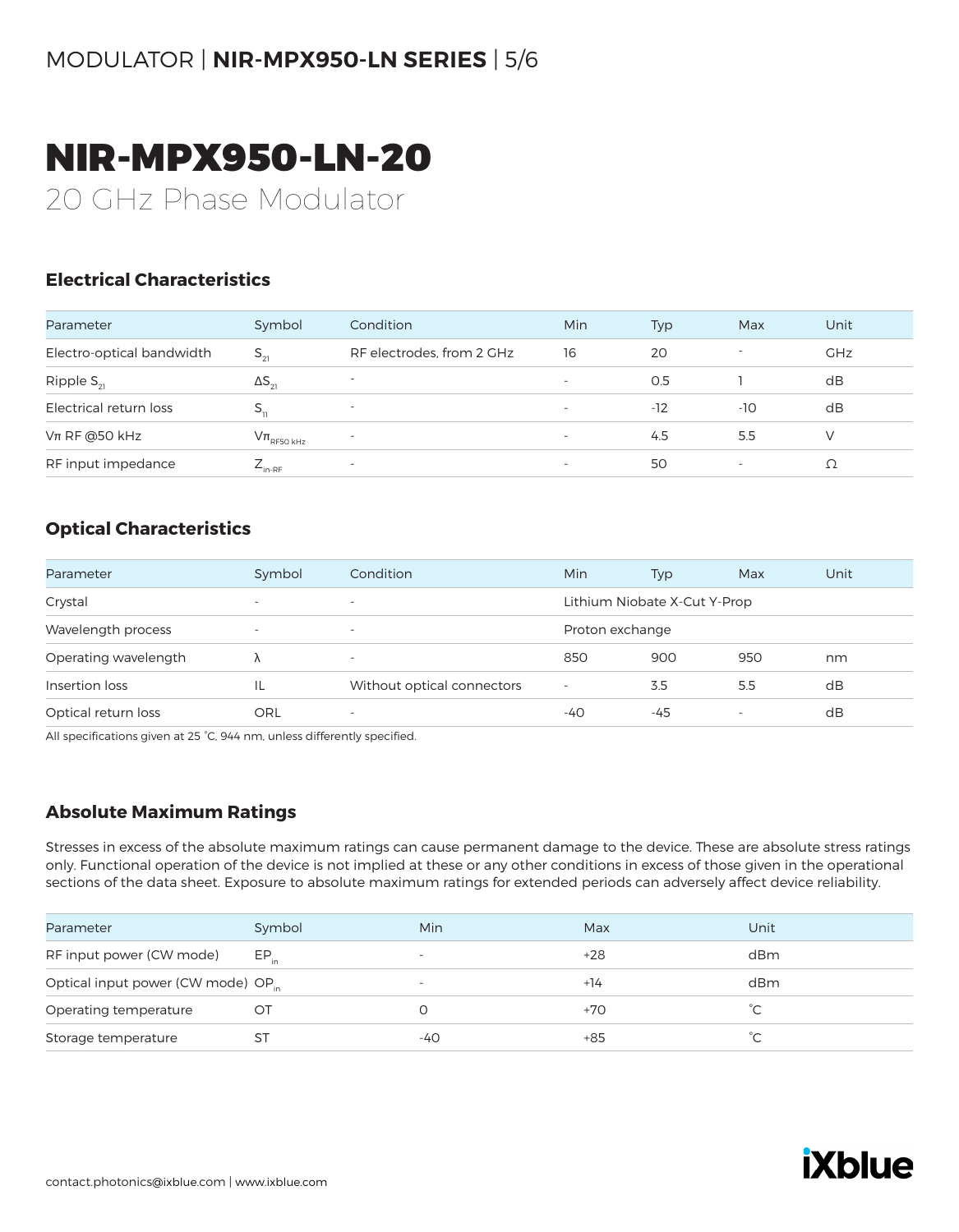# NIR-MPX950-LN-20

20 GHz Phase Modulator

## Electrical Characteristics

| Parameter | Symbol | Condition | Min | Typ | Max | Unit |
|---|---|---|---|---|---|---|
| Electro-optical bandwidth | $S_{21}$ | RF electrodes, from 2 GHz | 16 | 20 | - | GHz |
| Ripple $S_{21}$ | $\Delta S_{21}$ | - | - | 0.5 | 1 | dB |
| Electrical return loss | $S_{11}$ | - | - | -12 | -10 | dB |
| Vπ RF @50 kHz | $V\pi_{RF50\ kHz}$ | - | - | 4.5 | 5.5 | V |
| RF input impedance | $Z_{in\text{-}RF}$ | - | - | 50 | - | Ω |

## Optical Characteristics

| Parameter | Symbol | Condition | Min | Typ | Max | Unit |
|---|---|---|---|---|---|---|
| Crystal | - | - | Lithium Niobate X-Cut Y-Prop | | | |
| Wavelength process | - | - | Proton exchange | | | |
| Operating wavelength | λ | - | 850 | 900 | 950 | nm |
| Insertion loss | IL | Without optical connectors | - | 3.5 | 5.5 | dB |
| Optical return loss | ORL | - | -40 | -45 | - | dB |

All specifications given at 25 °C, 944 nm, unless differently specified.

## Absolute Maximum Ratings

Stresses in excess of the absolute maximum ratings can cause permanent damage to the device. These are absolute stress ratings only. Functional operation of the device is not implied at these or any other conditions in excess of those given in the operational sections of the data sheet. Exposure to absolute maximum ratings for extended periods can adversely affect device reliability.

| Parameter | Symbol | Min | Max | Unit |
|---|---|---|---|---|
| RF input power (CW mode) | $EP_{in}$ | - | +28 | dBm |
| Optical input power (CW mode) | $OP_{in}$ | - | +14 | dBm |
| Operating temperature | OT | 0 | +70 | °C |
| Storage temperature | ST | -40 | +85 | °C |

contact.photonics@ixblue.com | www.ixblue.com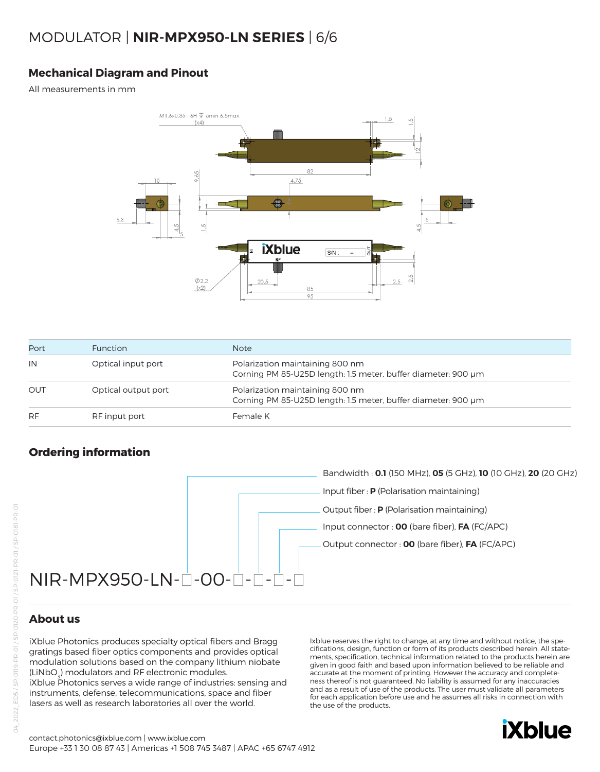## Mechanical Diagram and Pinout

All measurements in mm

M1.6x0.35 - 6H ⊽ 5min 6.5max
(x4)

1.5
1.5
12
82
9.65
4.75
15
5.3
4.5
5
1.5
5
4.5
IN
OUT
S/N :
RF
Ø2.2
(x2)
20.5
85
95
2.5
2.5

| Port | Function | Note |
|---|---|---|
| IN | Optical input port | Polarization maintaining 800 nm<br>Corning PM 85-U25D length: 1.5 meter, buffer diameter: 900 µm |
| OUT | Optical output port | Polarization maintaining 800 nm<br>Corning PM 85-U25D length: 1.5 meter, buffer diameter: 900 µm |
| RF | RF input port | Female K |

## Ordering information

Bandwidth : **0.1** (150 MHz), **05** (5 GHz), **10** (10 GHz), **20** (20 GHz)

Input fiber : **P** (Polarisation maintaining)

Output fiber : **P** (Polarisation maintaining)

Input connector : **00** (bare fiber), **FA** (FC/APC)

Output connector : **00** (bare fiber), **FA** (FC/APC)

NIR-MPX950-LN-□-00-□-□-□-□

## About us

iXblue Photonics produces specialty optical fibers and Bragg gratings based fiber optics components and provides optical modulation solutions based on the company lithium niobate ($LiNbO_3$) modulators and RF electronic modules.
iXblue Photonics serves a wide range of industries: sensing and instruments, defense, telecommunications, space and fiber lasers as well as research laboratories all over the world.

Ixblue reserves the right to change, at any time and without notice, the specifications, design, function or form of its products described herein. All statements, specification, technical information related to the products herein are given in good faith and based upon information believed to be reliable and accurate at the moment of printing. However the accuracy and completeness thereof is not guaranteed. No liability is assumed for any inaccuracies and as a result of use of the products. The user must validate all parameters for each application before use and he assumes all risks in connection with the use of the products.

contact.photonics@ixblue.com | www.ixblue.com
Europe +33 1 30 08 87 43 | Americas +1 508 745 3487 | APAC +65 6747 4912